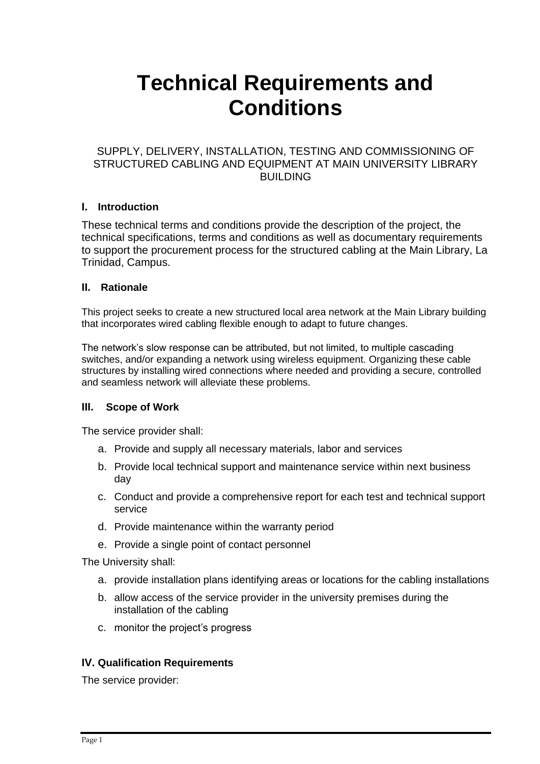# Technical Requirements and Conditions

SUPPLY, DELIVERY, INSTALLATION, TESTING AND COMMISSIONING OF STRUCTURED CABLING AND EQUIPMENT AT MAIN UNIVERSITY LIBRARY BUILDING

## I. Introduction

These technical terms and conditions provide the description of the project, the technical specifications, terms and conditions as well as documentary requirements to support the procurement process for the structured cabling at the Main Library, La Trinidad, Campus.

## II. Rationale

This project seeks to create a new structured local area network at the Main Library building that incorporates wired cabling flexible enough to adapt to future changes.

The network's slow response can be attributed, but not limited, to multiple cascading switches, and/or expanding a network using wireless equipment. Organizing these cable structures by installing wired connections where needed and providing a secure, controlled and seamless network will alleviate these problems.

## III. Scope of Work

The service provider shall:

a. Provide and supply all necessary materials, labor and services
b. Provide local technical support and maintenance service within next business day
c. Conduct and provide a comprehensive report for each test and technical support service
d. Provide maintenance within the warranty period
e. Provide a single point of contact personnel

The University shall:

a. provide installation plans identifying areas or locations for the cabling installations
b. allow access of the service provider in the university premises during the installation of the cabling
c. monitor the project's progress

## IV. Qualification Requirements

The service provider: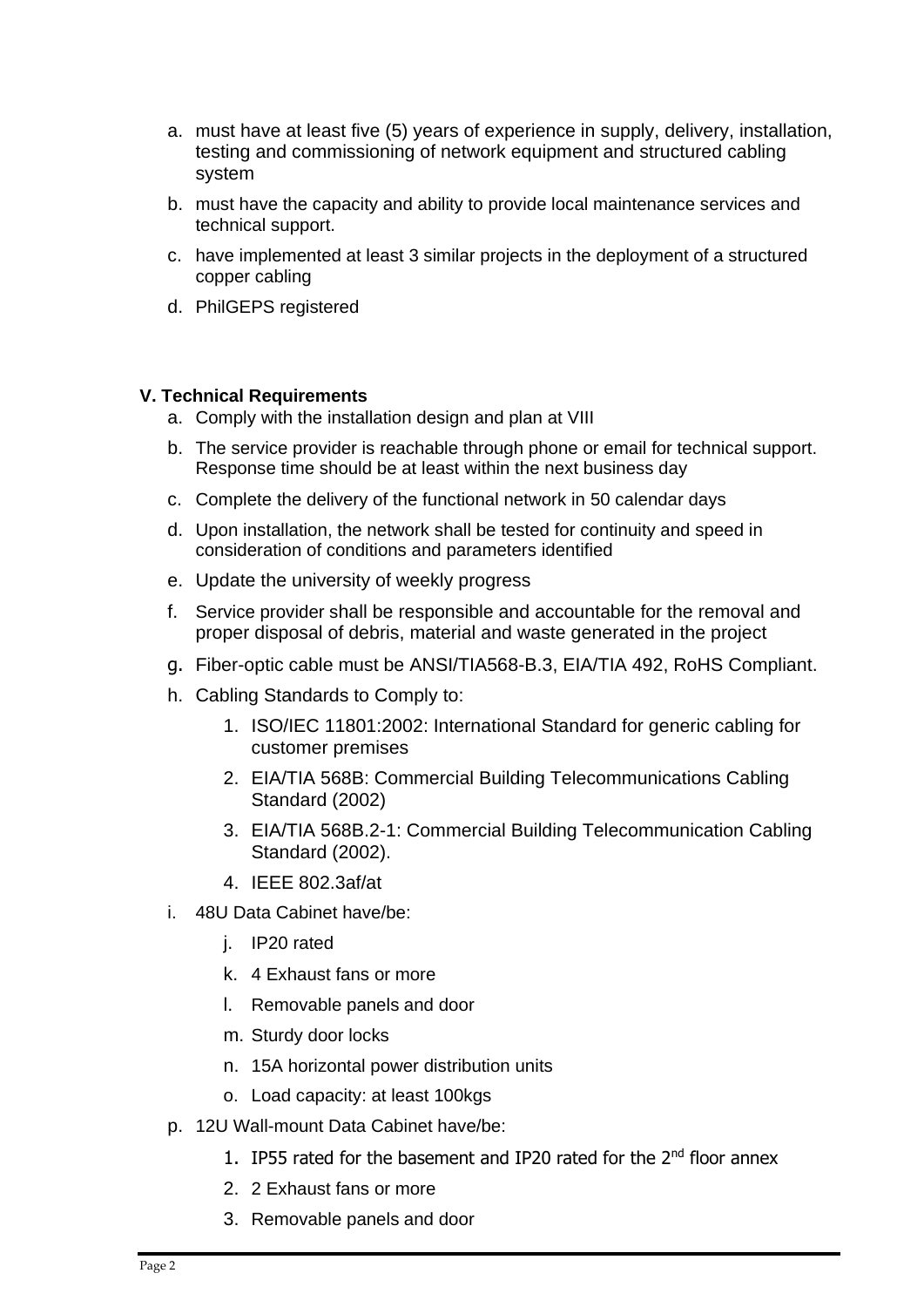a. must have at least five (5) years of experience in supply, delivery, installation, testing and commissioning of network equipment and structured cabling system
b. must have the capacity and ability to provide local maintenance services and technical support.
c. have implemented at least 3 similar projects in the deployment of a structured copper cabling
d. PhilGEPS registered

**V. Technical Requirements**

a. Comply with the installation design and plan at VIII
b. The service provider is reachable through phone or email for technical support. Response time should be at least within the next business day
c. Complete the delivery of the functional network in 50 calendar days
d. Upon installation, the network shall be tested for continuity and speed in consideration of conditions and parameters identified
e. Update the university of weekly progress
f. Service provider shall be responsible and accountable for the removal and proper disposal of debris, material and waste generated in the project
g. Fiber-optic cable must be ANSI/TIA568-B.3, EIA/TIA 492, RoHS Compliant.
h. Cabling Standards to Comply to:
    1. ISO/IEC 11801:2002: International Standard for generic cabling for customer premises
    2. EIA/TIA 568B: Commercial Building Telecommunications Cabling Standard (2002)
    3. EIA/TIA 568B.2-1: Commercial Building Telecommunication Cabling Standard (2002).
    4. IEEE 802.3af/at
i. 48U Data Cabinet have/be:
    j. IP20 rated
    k. 4 Exhaust fans or more
    l. Removable panels and door
    m. Sturdy door locks
    n. 15A horizontal power distribution units
    o. Load capacity: at least 100kgs
p. 12U Wall-mount Data Cabinet have/be:
    1. IP55 rated for the basement and IP20 rated for the 2nd floor annex
    2. 2 Exhaust fans or more
    3. Removable panels and door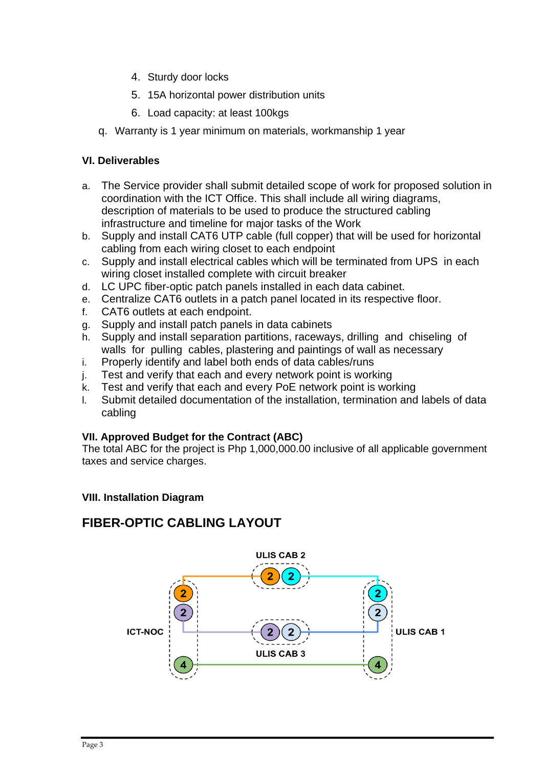4. Sturdy door locks
5. 15A horizontal power distribution units
6. Load capacity: at least 100kgs

q. Warranty is 1 year minimum on materials, workmanship 1 year

**VI. Deliverables**

a. The Service provider shall submit detailed scope of work for proposed solution in coordination with the ICT Office. This shall include all wiring diagrams, description of materials to be used to produce the structured cabling infrastructure and timeline for major tasks of the Work
b. Supply and install CAT6 UTP cable (full copper) that will be used for horizontal cabling from each wiring closet to each endpoint
c. Supply and install electrical cables which will be terminated from UPS in each wiring closet installed complete with circuit breaker
d. LC UPC fiber-optic patch panels installed in each data cabinet.
e. Centralize CAT6 outlets in a patch panel located in its respective floor.
f. CAT6 outlets at each endpoint.
g. Supply and install patch panels in data cabinets
h. Supply and install separation partitions, raceways, drilling and chiseling of walls for pulling cables, plastering and paintings of wall as necessary
i. Properly identify and label both ends of data cables/runs
j. Test and verify that each and every network point is working
k. Test and verify that each and every PoE network point is working
l. Submit detailed documentation of the installation, termination and labels of data cabling

**VII. Approved Budget for the Contract (ABC)**
The total ABC for the project is Php 1,000,000.00 inclusive of all applicable government taxes and service charges.

**VIII. Installation Diagram**

## FIBER-OPTIC CABLING LAYOUT

ULIS CAB 2

ICT-NOC

ULIS CAB 3

ULIS CAB 1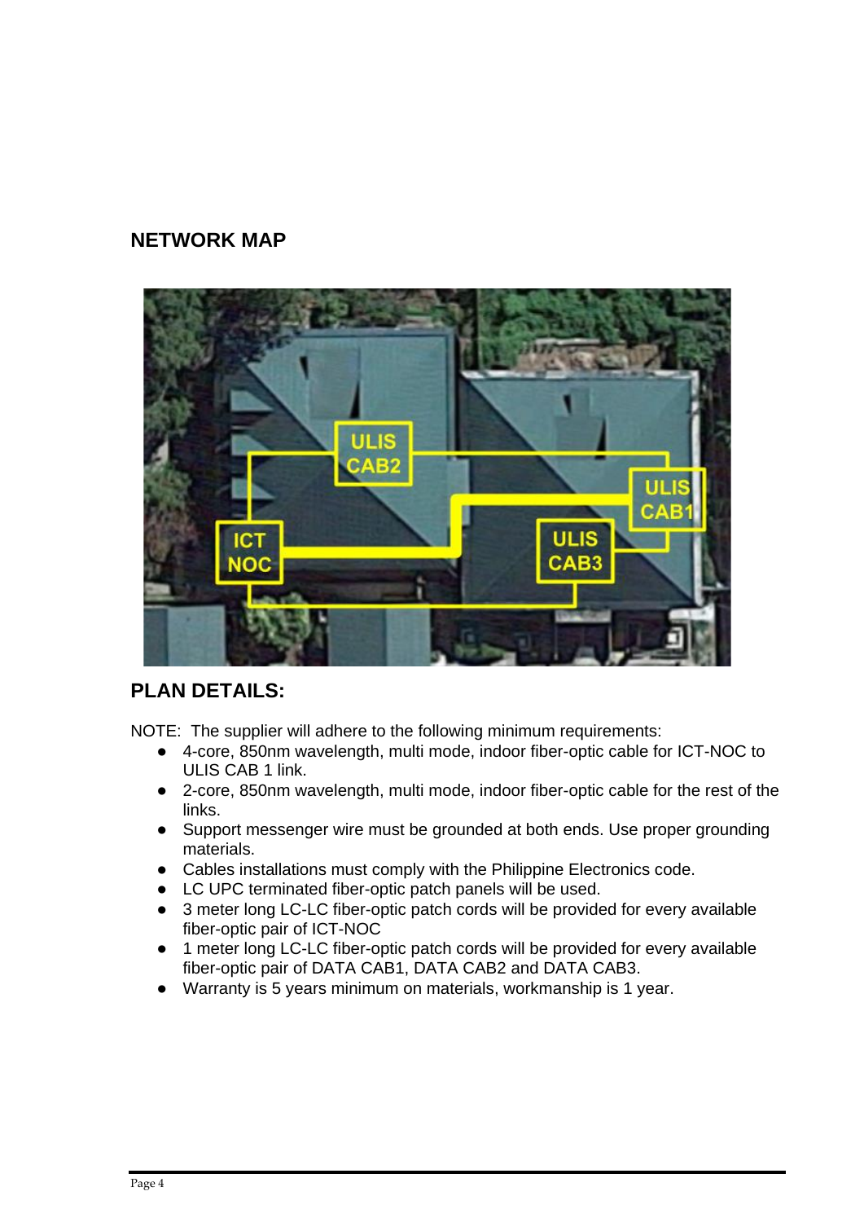## NETWORK MAP

## PLAN DETAILS:

NOTE: The supplier will adhere to the following minimum requirements:

- 4-core, 850nm wavelength, multi mode, indoor fiber-optic cable for ICT-NOC to ULIS CAB 1 link.
- 2-core, 850nm wavelength, multi mode, indoor fiber-optic cable for the rest of the links.
- Support messenger wire must be grounded at both ends. Use proper grounding materials.
- Cables installations must comply with the Philippine Electronics code.
- LC UPC terminated fiber-optic patch panels will be used.
- 3 meter long LC-LC fiber-optic patch cords will be provided for every available fiber-optic pair of ICT-NOC
- 1 meter long LC-LC fiber-optic patch cords will be provided for every available fiber-optic pair of DATA CAB1, DATA CAB2 and DATA CAB3.
- Warranty is 5 years minimum on materials, workmanship is 1 year.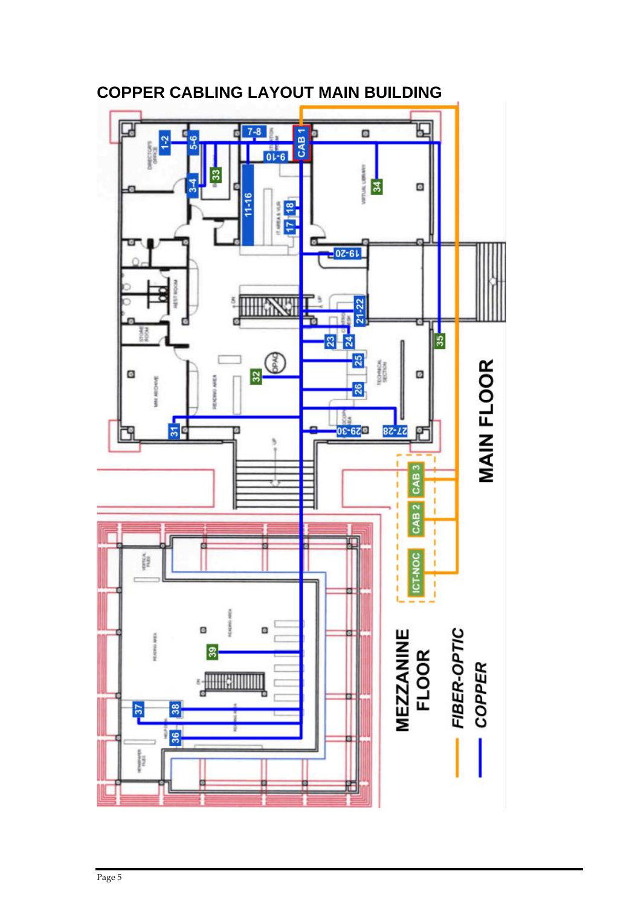## COPPER CABLING LAYOUT MAIN BUILDING

MAIN FLOOR

MEZZANINE FLOOR

FIBER-OPTIC

COPPER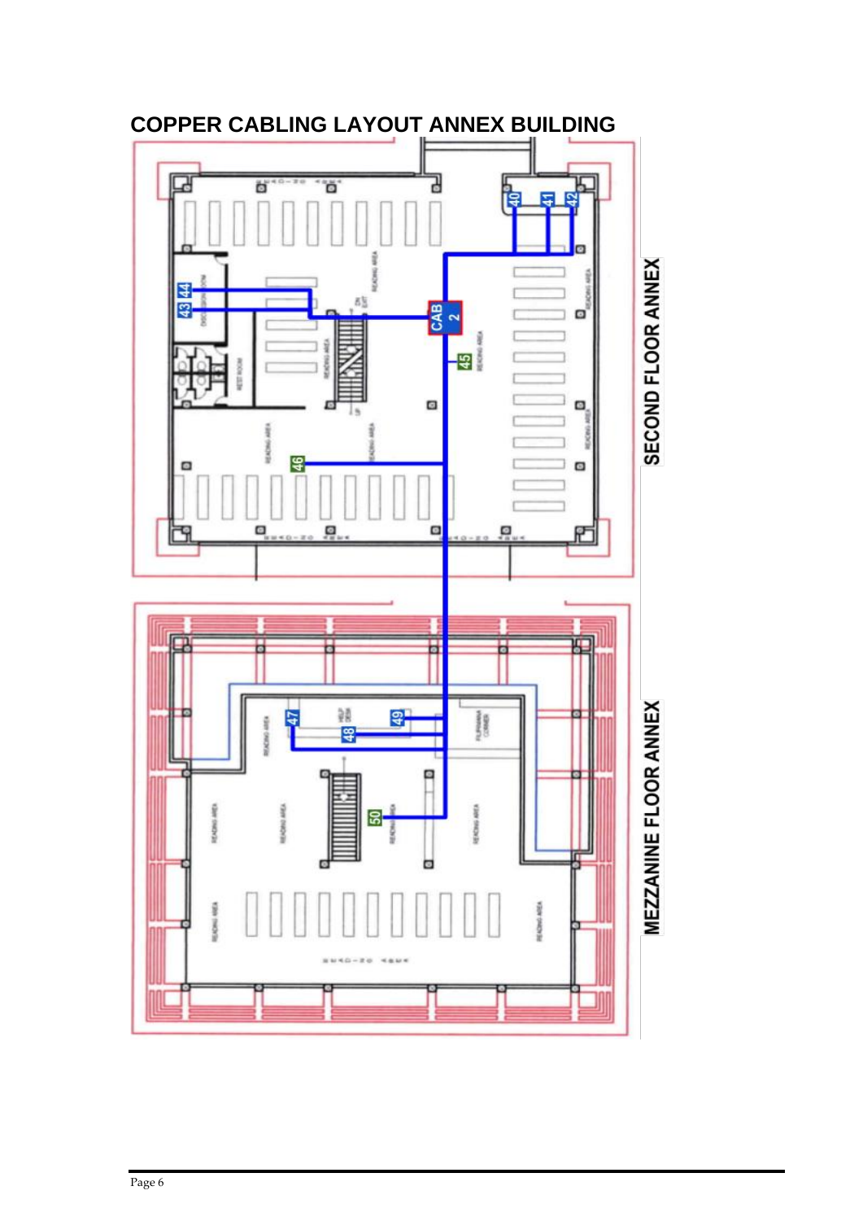# COPPER CABLING LAYOUT ANNEX BUILDING

SECOND FLOOR ANNEX

MEZZANINE FLOOR ANNEX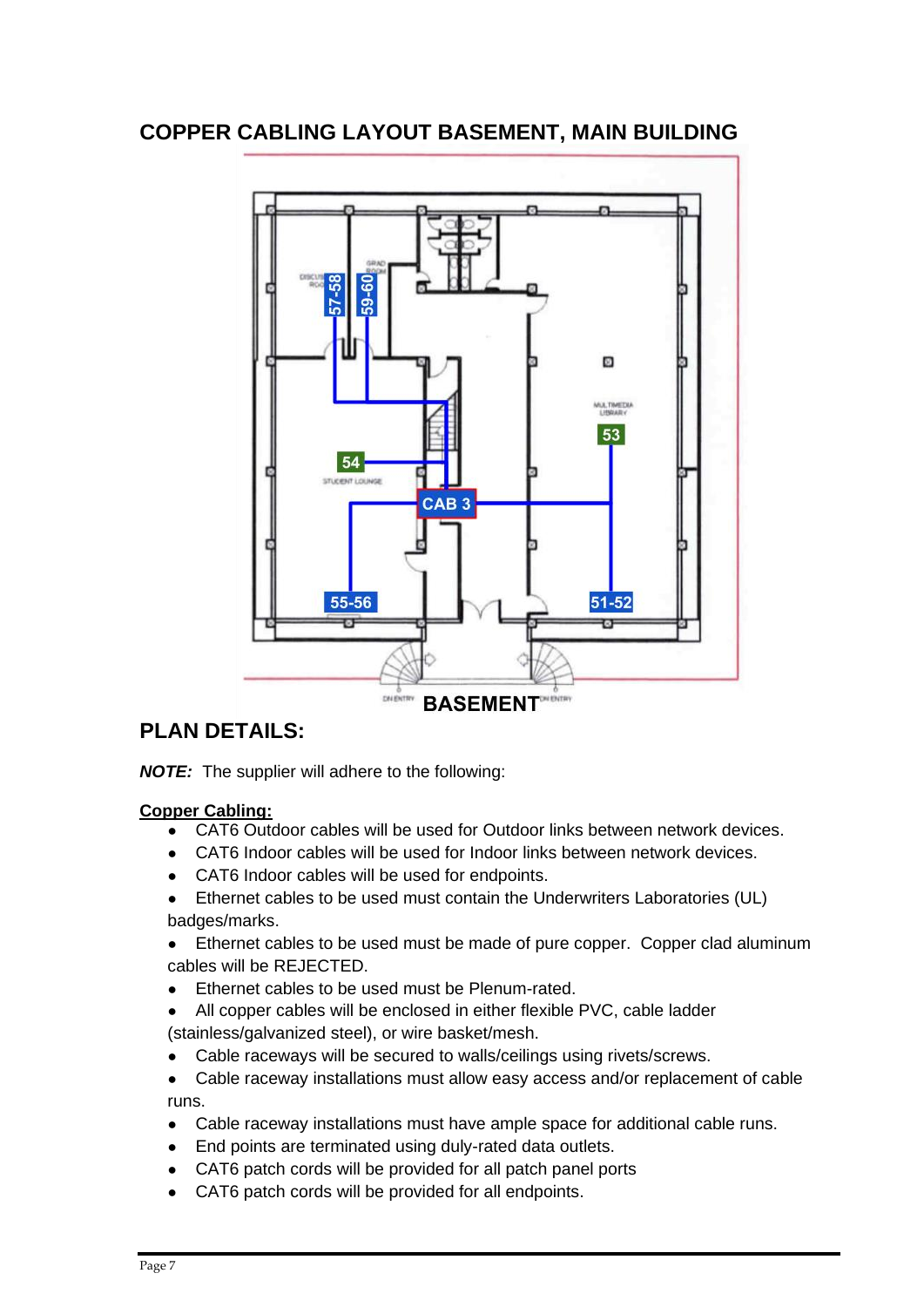## COPPER CABLING LAYOUT BASEMENT, MAIN BUILDING

BASEMENT

## PLAN DETAILS:

***NOTE:*** The supplier will adhere to the following:

**Copper Cabling:**

- CAT6 Outdoor cables will be used for Outdoor links between network devices.
- CAT6 Indoor cables will be used for Indoor links between network devices.
- CAT6 Indoor cables will be used for endpoints.
- Ethernet cables to be used must contain the Underwriters Laboratories (UL) badges/marks.
- Ethernet cables to be used must be made of pure copper. Copper clad aluminum cables will be REJECTED.
- Ethernet cables to be used must be Plenum-rated.
- All copper cables will be enclosed in either flexible PVC, cable ladder (stainless/galvanized steel), or wire basket/mesh.
- Cable raceways will be secured to walls/ceilings using rivets/screws.
- Cable raceway installations must allow easy access and/or replacement of cable runs.
- Cable raceway installations must have ample space for additional cable runs.
- End points are terminated using duly-rated data outlets.
- CAT6 patch cords will be provided for all patch panel ports
- CAT6 patch cords will be provided for all endpoints.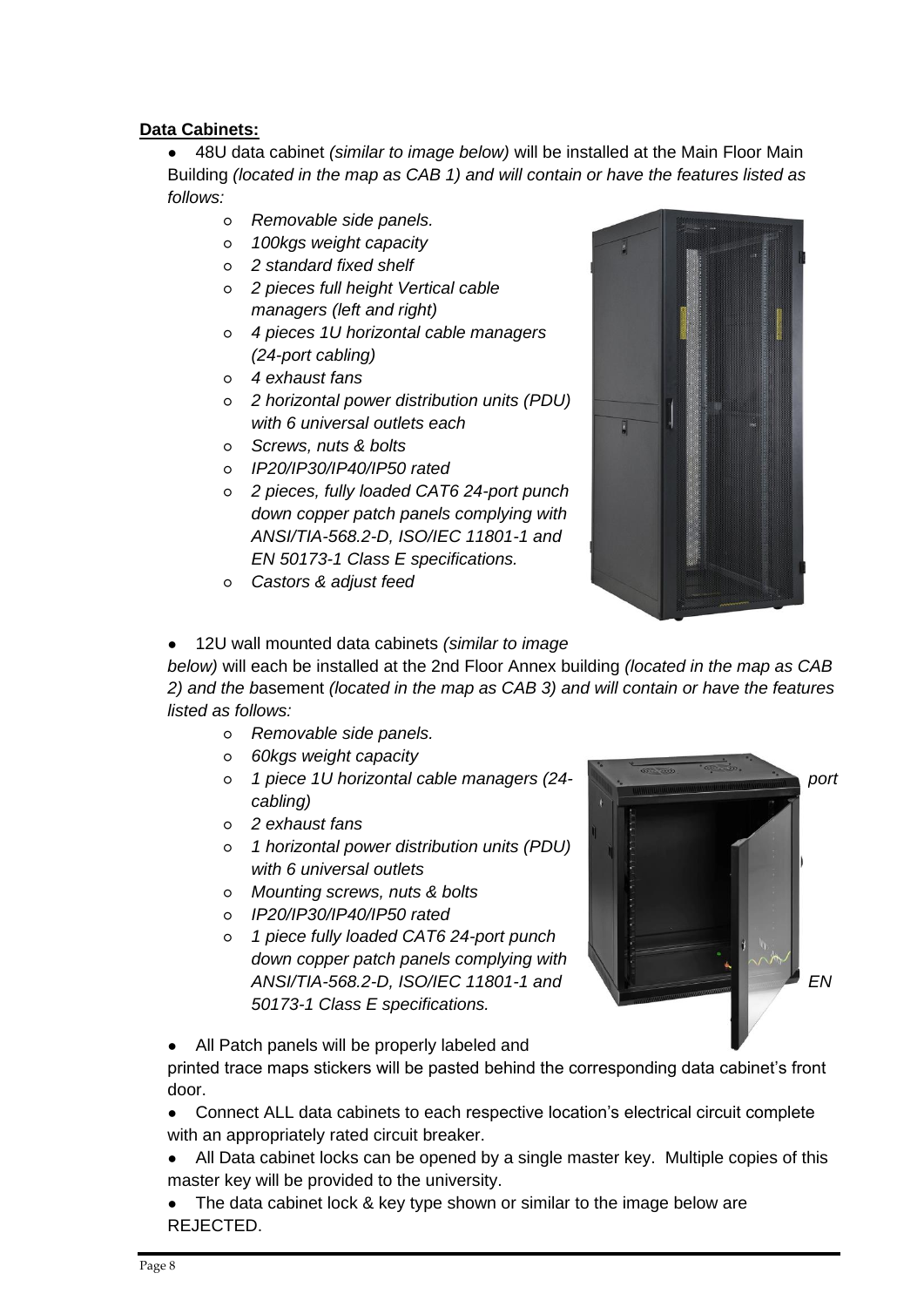**Data Cabinets:**

- 48U data cabinet *(similar to image below)* will be installed at the Main Floor Main Building *(located in the map as CAB 1) and will contain or have the features listed as follows:*
    - *Removable side panels.*
    - *100kgs weight capacity*
    - *2 standard fixed shelf*
    - *2 pieces full height Vertical cable managers (left and right)*
    - *4 pieces 1U horizontal cable managers (24-port cabling)*
    - *4 exhaust fans*
    - *2 horizontal power distribution units (PDU) with 6 universal outlets each*
    - *Screws, nuts & bolts*
    - *IP20/IP30/IP40/IP50 rated*
    - *2 pieces, fully loaded CAT6 24-port punch down copper patch panels complying with ANSI/TIA-568.2-D, ISO/IEC 11801-1 and EN 50173-1 Class E specifications.*
    - *Castors & adjust feed*
- 12U wall mounted data cabinets *(similar to image below)* will each be installed at the 2nd Floor Annex building *(located in the map as CAB 2) and the b*asement *(located in the map as CAB 3) and will contain or have the features listed as follows:*
    - *Removable side panels.*
    - *60kgs weight capacity*
    - *1 piece 1U horizontal cable managers (24-port cabling)*
    - *2 exhaust fans*
    - *1 horizontal power distribution units (PDU) with 6 universal outlets*
    - *Mounting screws, nuts & bolts*
    - *IP20/IP30/IP40/IP50 rated*
    - *1 piece fully loaded CAT6 24-port punch down copper patch panels complying with ANSI/TIA-568.2-D, ISO/IEC 11801-1 and EN 50173-1 Class E specifications.*
- All Patch panels will be properly labeled and printed trace maps stickers will be pasted behind the corresponding data cabinet's front door.
- Connect ALL data cabinets to each respective location's electrical circuit complete with an appropriately rated circuit breaker.
- All Data cabinet locks can be opened by a single master key. Multiple copies of this master key will be provided to the university.
- The data cabinet lock & key type shown or similar to the image below are REJECTED.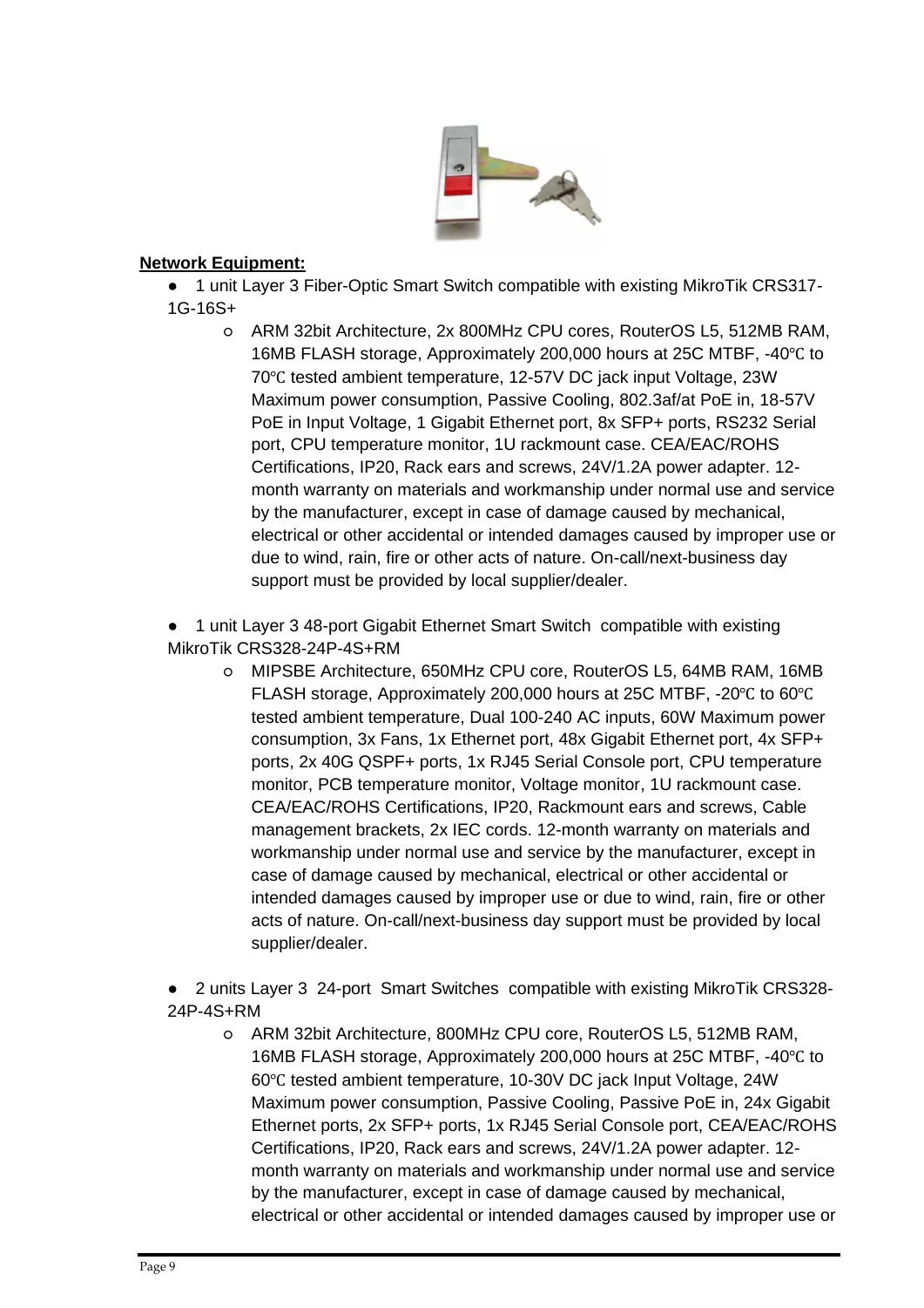**Network Equipment:**

- 1 unit Layer 3 Fiber-Optic Smart Switch compatible with existing MikroTik CRS317-1G-16S+
    - ARM 32bit Architecture, 2x 800MHz CPU cores, RouterOS L5, 512MB RAM, 16MB FLASH storage, Approximately 200,000 hours at 25C MTBF, -40℃ to 70℃ tested ambient temperature, 12-57V DC jack input Voltage, 23W Maximum power consumption, Passive Cooling, 802.3af/at PoE in, 18-57V PoE in Input Voltage, 1 Gigabit Ethernet port, 8x SFP+ ports, RS232 Serial port, CPU temperature monitor, 1U rackmount case. CEA/EAC/ROHS Certifications, IP20, Rack ears and screws, 24V/1.2A power adapter. 12-month warranty on materials and workmanship under normal use and service by the manufacturer, except in case of damage caused by mechanical, electrical or other accidental or intended damages caused by improper use or due to wind, rain, fire or other acts of nature. On-call/next-business day support must be provided by local supplier/dealer.

- 1 unit Layer 3 48-port Gigabit Ethernet Smart Switch compatible with existing MikroTik CRS328-24P-4S+RM
    - MIPSBE Architecture, 650MHz CPU core, RouterOS L5, 64MB RAM, 16MB FLASH storage, Approximately 200,000 hours at 25C MTBF, -20℃ to 60℃ tested ambient temperature, Dual 100-240 AC inputs, 60W Maximum power consumption, 3x Fans, 1x Ethernet port, 48x Gigabit Ethernet port, 4x SFP+ ports, 2x 40G QSPF+ ports, 1x RJ45 Serial Console port, CPU temperature monitor, PCB temperature monitor, Voltage monitor, 1U rackmount case. CEA/EAC/ROHS Certifications, IP20, Rackmount ears and screws, Cable management brackets, 2x IEC cords. 12-month warranty on materials and workmanship under normal use and service by the manufacturer, except in case of damage caused by mechanical, electrical or other accidental or intended damages caused by improper use or due to wind, rain, fire or other acts of nature. On-call/next-business day support must be provided by local supplier/dealer.

- 2 units Layer 3 24-port Smart Switches compatible with existing MikroTik CRS328-24P-4S+RM
    - ARM 32bit Architecture, 800MHz CPU core, RouterOS L5, 512MB RAM, 16MB FLASH storage, Approximately 200,000 hours at 25C MTBF, -40℃ to 60℃ tested ambient temperature, 10-30V DC jack Input Voltage, 24W Maximum power consumption, Passive Cooling, Passive PoE in, 24x Gigabit Ethernet ports, 2x SFP+ ports, 1x RJ45 Serial Console port, CEA/EAC/ROHS Certifications, IP20, Rack ears and screws, 24V/1.2A power adapter. 12-month warranty on materials and workmanship under normal use and service by the manufacturer, except in case of damage caused by mechanical, electrical or other accidental or intended damages caused by improper use or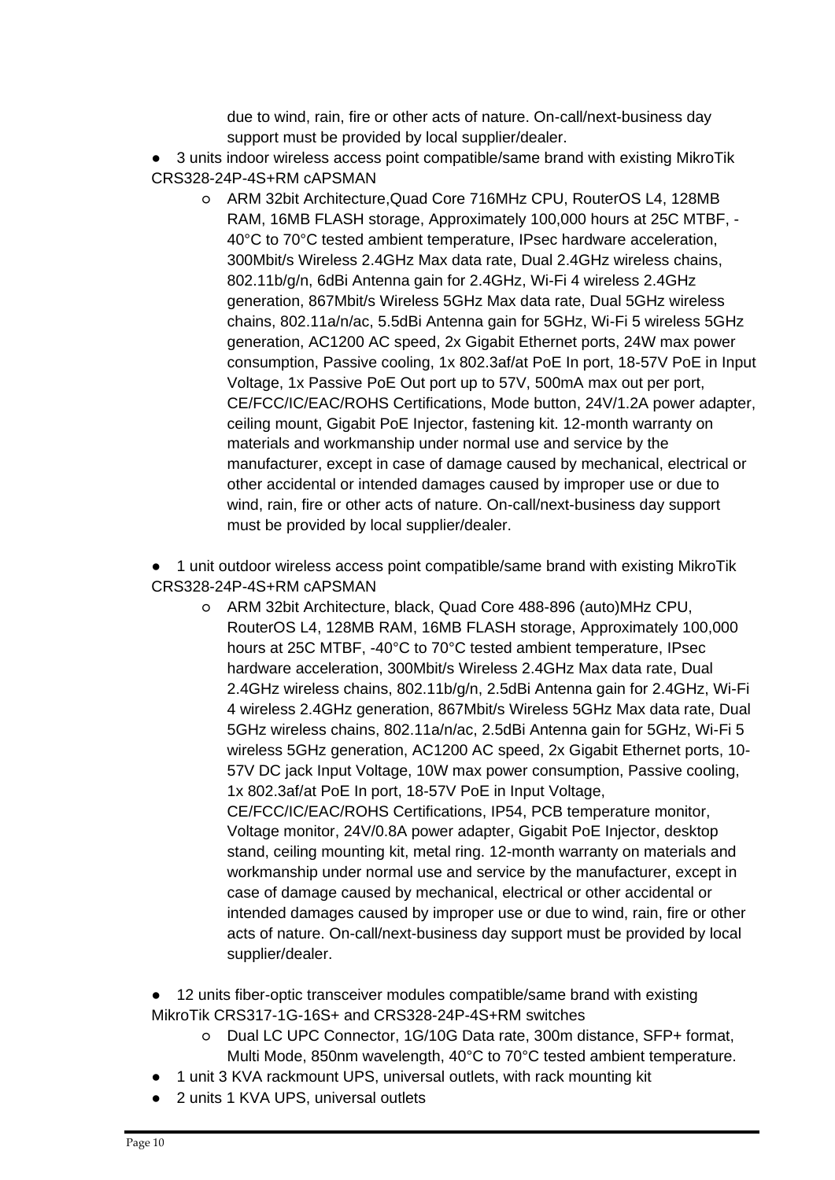due to wind, rain, fire or other acts of nature. On-call/next-business day support must be provided by local supplier/dealer.

- 3 units indoor wireless access point compatible/same brand with existing MikroTik CRS328-24P-4S+RM cAPSMAN
    - ARM 32bit Architecture,Quad Core 716MHz CPU, RouterOS L4, 128MB RAM, 16MB FLASH storage, Approximately 100,000 hours at 25C MTBF, -40°C to 70°C tested ambient temperature, IPsec hardware acceleration, 300Mbit/s Wireless 2.4GHz Max data rate, Dual 2.4GHz wireless chains, 802.11b/g/n, 6dBi Antenna gain for 2.4GHz, Wi-Fi 4 wireless 2.4GHz generation, 867Mbit/s Wireless 5GHz Max data rate, Dual 5GHz wireless chains, 802.11a/n/ac, 5.5dBi Antenna gain for 5GHz, Wi-Fi 5 wireless 5GHz generation, AC1200 AC speed, 2x Gigabit Ethernet ports, 24W max power consumption, Passive cooling, 1x 802.3af/at PoE In port, 18-57V PoE in Input Voltage, 1x Passive PoE Out port up to 57V, 500mA max out per port, CE/FCC/IC/EAC/ROHS Certifications, Mode button, 24V/1.2A power adapter, ceiling mount, Gigabit PoE Injector, fastening kit. 12-month warranty on materials and workmanship under normal use and service by the manufacturer, except in case of damage caused by mechanical, electrical or other accidental or intended damages caused by improper use or due to wind, rain, fire or other acts of nature. On-call/next-business day support must be provided by local supplier/dealer.

- 1 unit outdoor wireless access point compatible/same brand with existing MikroTik CRS328-24P-4S+RM cAPSMAN
    - ARM 32bit Architecture, black, Quad Core 488-896 (auto)MHz CPU, RouterOS L4, 128MB RAM, 16MB FLASH storage, Approximately 100,000 hours at 25C MTBF, -40°C to 70°C tested ambient temperature, IPsec hardware acceleration, 300Mbit/s Wireless 2.4GHz Max data rate, Dual 2.4GHz wireless chains, 802.11b/g/n, 2.5dBi Antenna gain for 2.4GHz, Wi-Fi 4 wireless 2.4GHz generation, 867Mbit/s Wireless 5GHz Max data rate, Dual 5GHz wireless chains, 802.11a/n/ac, 2.5dBi Antenna gain for 5GHz, Wi-Fi 5 wireless 5GHz generation, AC1200 AC speed, 2x Gigabit Ethernet ports, 10-57V DC jack Input Voltage, 10W max power consumption, Passive cooling, 1x 802.3af/at PoE In port, 18-57V PoE in Input Voltage, CE/FCC/IC/EAC/ROHS Certifications, IP54, PCB temperature monitor, Voltage monitor, 24V/0.8A power adapter, Gigabit PoE Injector, desktop stand, ceiling mounting kit, metal ring. 12-month warranty on materials and workmanship under normal use and service by the manufacturer, except in case of damage caused by mechanical, electrical or other accidental or intended damages caused by improper use or due to wind, rain, fire or other acts of nature. On-call/next-business day support must be provided by local supplier/dealer.

- 12 units fiber-optic transceiver modules compatible/same brand with existing MikroTik CRS317-1G-16S+ and CRS328-24P-4S+RM switches
    - Dual LC UPC Connector, 1G/10G Data rate, 300m distance, SFP+ format, Multi Mode, 850nm wavelength, 40°C to 70°C tested ambient temperature.
- 1 unit 3 KVA rackmount UPS, universal outlets, with rack mounting kit
- 2 units 1 KVA UPS, universal outlets